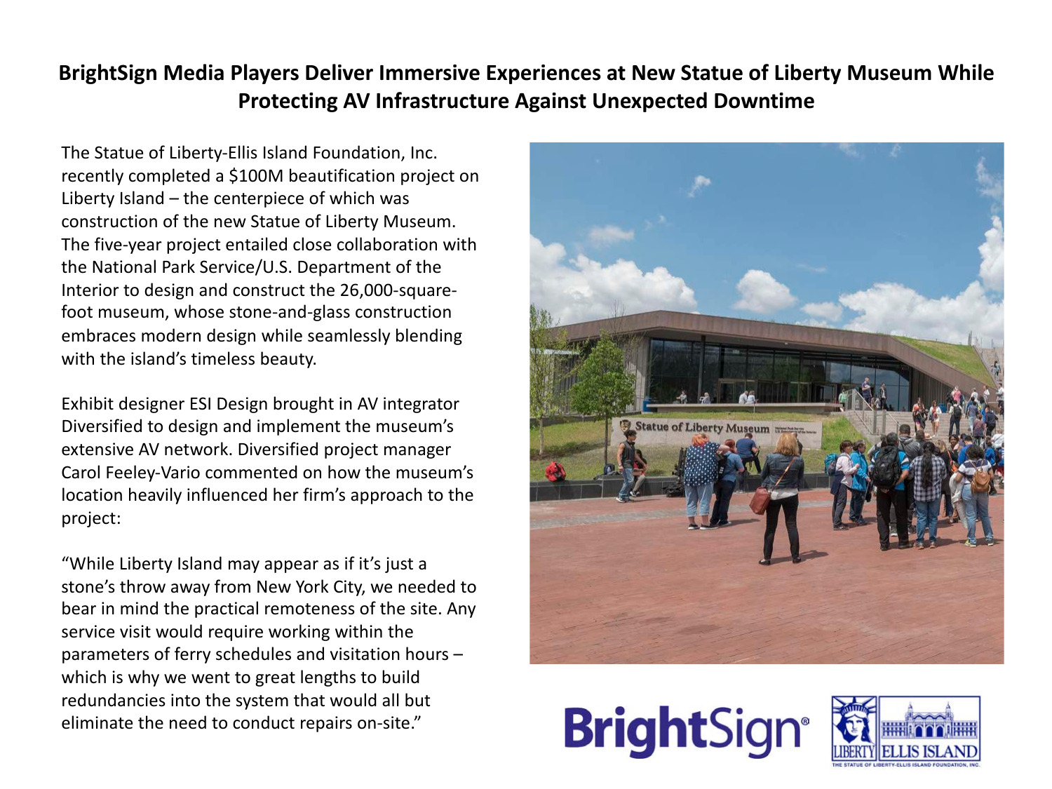# BrightSign Media Players Deliver Immersive Experiences at New Statue of Liberty Museum While Protecting AV Infrastructure Against Unexpected Downtime

The Statue of Liberty-Ellis Island Foundation, Inc. recently completed a $100M beautification project on Liberty Island – the centerpiece of which was construction of the new Statue of Liberty Museum. The five-year project entailed close collaboration with the National Park Service/U.S. Department of the Interior to design and construct the 26,000-square-foot museum, whose stone-and-glass construction embraces modern design while seamlessly blending with the island's timeless beauty.

Exhibit designer ESI Design brought in AV integrator Diversified to design and implement the museum's extensive AV network. Diversified project manager Carol Feeley-Vario commented on how the museum's location heavily influenced her firm's approach to the project:

"While Liberty Island may appear as if it's just a stone's throw away from New York City, we needed to bear in mind the practical remoteness of the site. Any service visit would require working within the parameters of ferry schedules and visitation hours – which is why we went to great lengths to build redundancies into the system that would all but eliminate the need to conduct repairs on-site."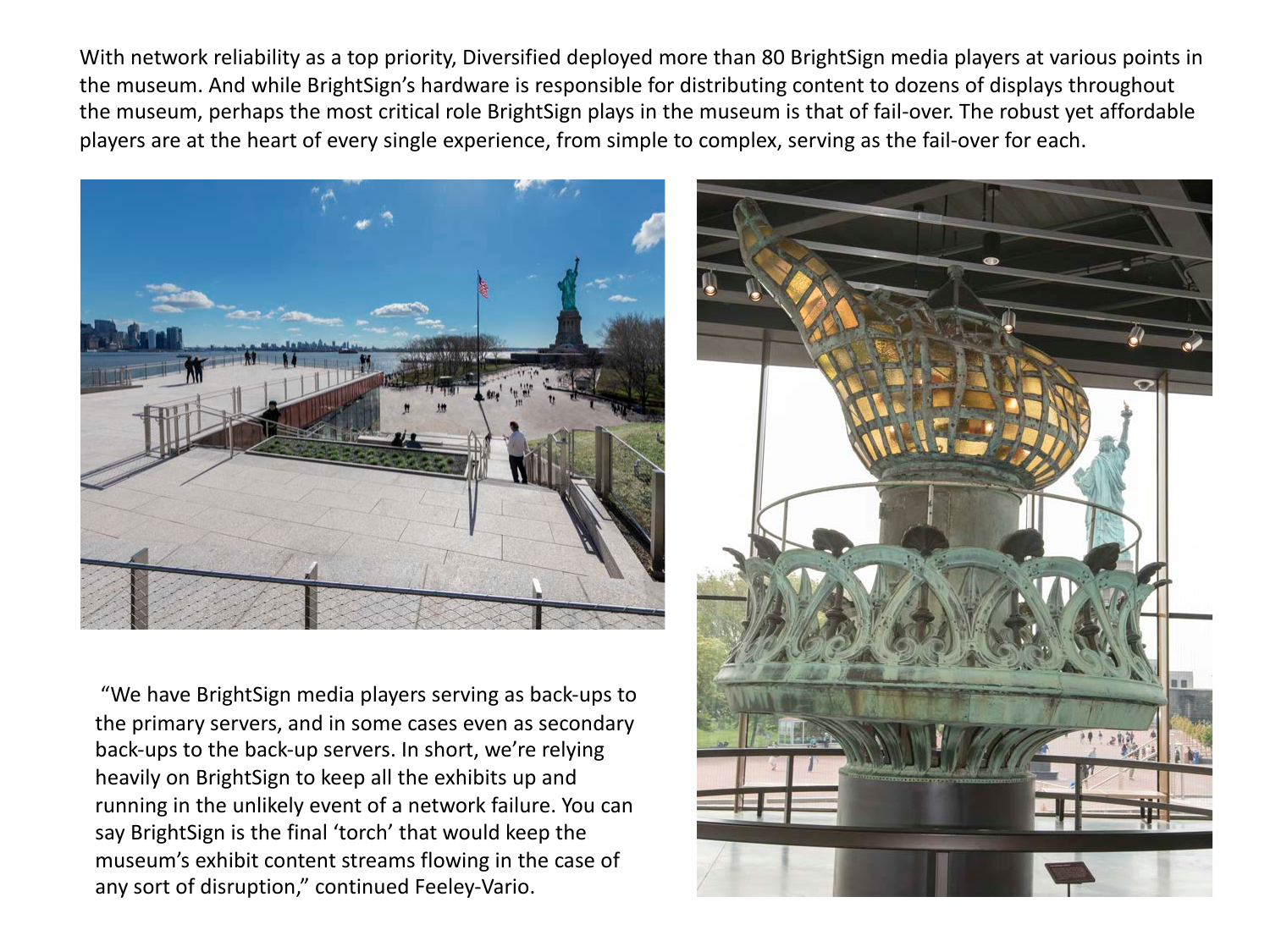With network reliability as a top priority, Diversified deployed more than 80 BrightSign media players at various points in the museum. And while BrightSign's hardware is responsible for distributing content to dozens of displays throughout the museum, perhaps the most critical role BrightSign plays in the museum is that of fail-over. The robust yet affordable players are at the heart of every single experience, from simple to complex, serving as the fail-over for each.

"We have BrightSign media players serving as back-ups to the primary servers, and in some cases even as secondary back-ups to the back-up servers. In short, we're relying heavily on BrightSign to keep all the exhibits up and running in the unlikely event of a network failure. You can say BrightSign is the final 'torch' that would keep the museum's exhibit content streams flowing in the case of any sort of disruption," continued Feeley-Vario.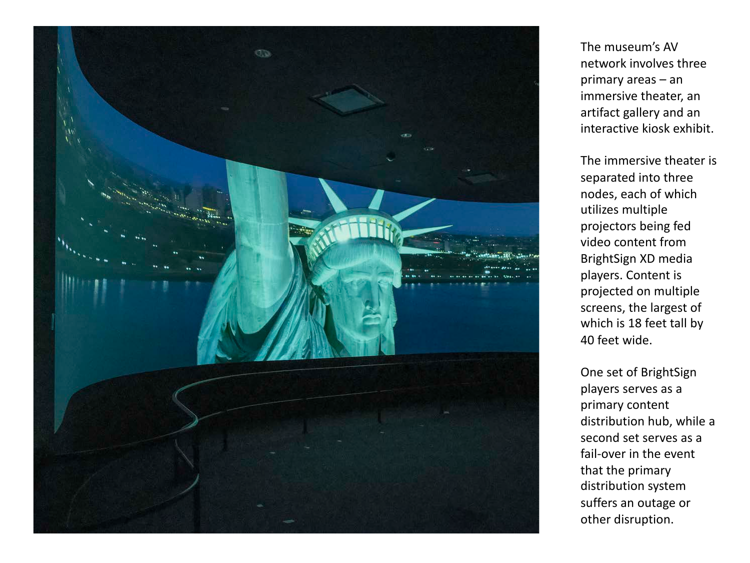The museum's AV network involves three primary areas – an immersive theater, an artifact gallery and an interactive kiosk exhibit.

The immersive theater is separated into three nodes, each of which utilizes multiple projectors being fed video content from BrightSign XD media players. Content is projected on multiple screens, the largest of which is 18 feet tall by 40 feet wide.

One set of BrightSign players serves as a primary content distribution hub, while a second set serves as a fail-over in the event that the primary distribution system suffers an outage or other disruption.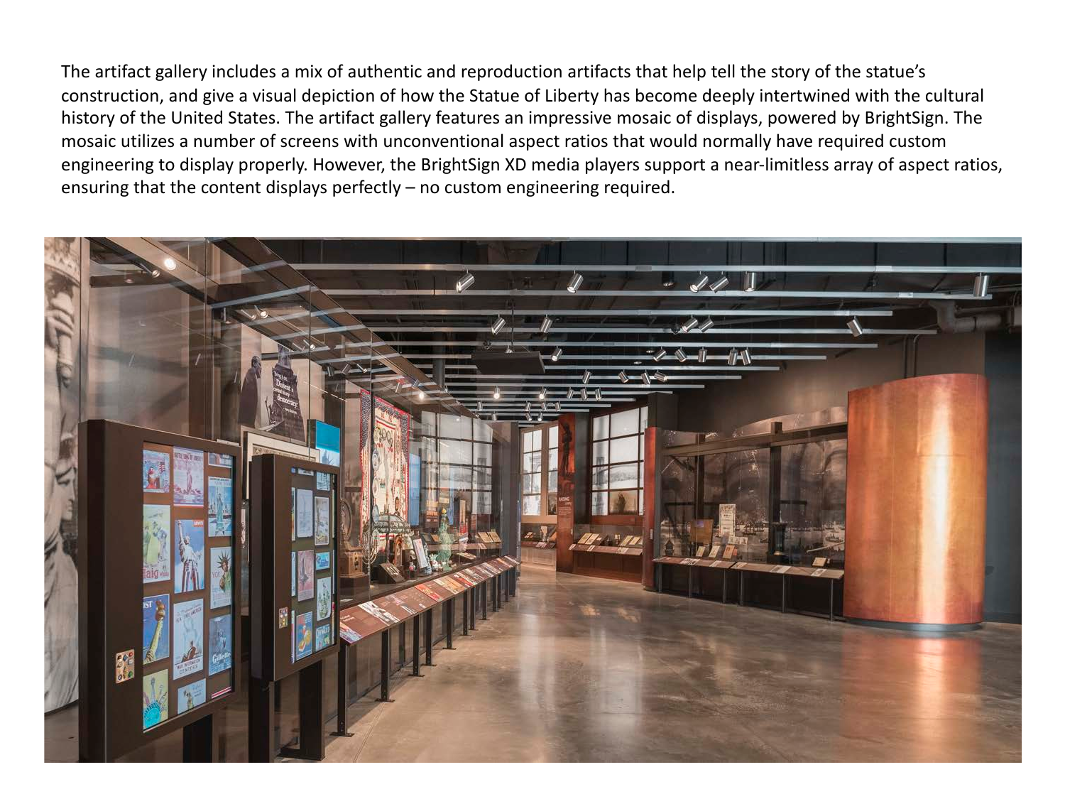The artifact gallery includes a mix of authentic and reproduction artifacts that help tell the story of the statue's construction, and give a visual depiction of how the Statue of Liberty has become deeply intertwined with the cultural history of the United States. The artifact gallery features an impressive mosaic of displays, powered by BrightSign. The mosaic utilizes a number of screens with unconventional aspect ratios that would normally have required custom engineering to display properly. However, the BrightSign XD media players support a near-limitless array of aspect ratios, ensuring that the content displays perfectly – no custom engineering required.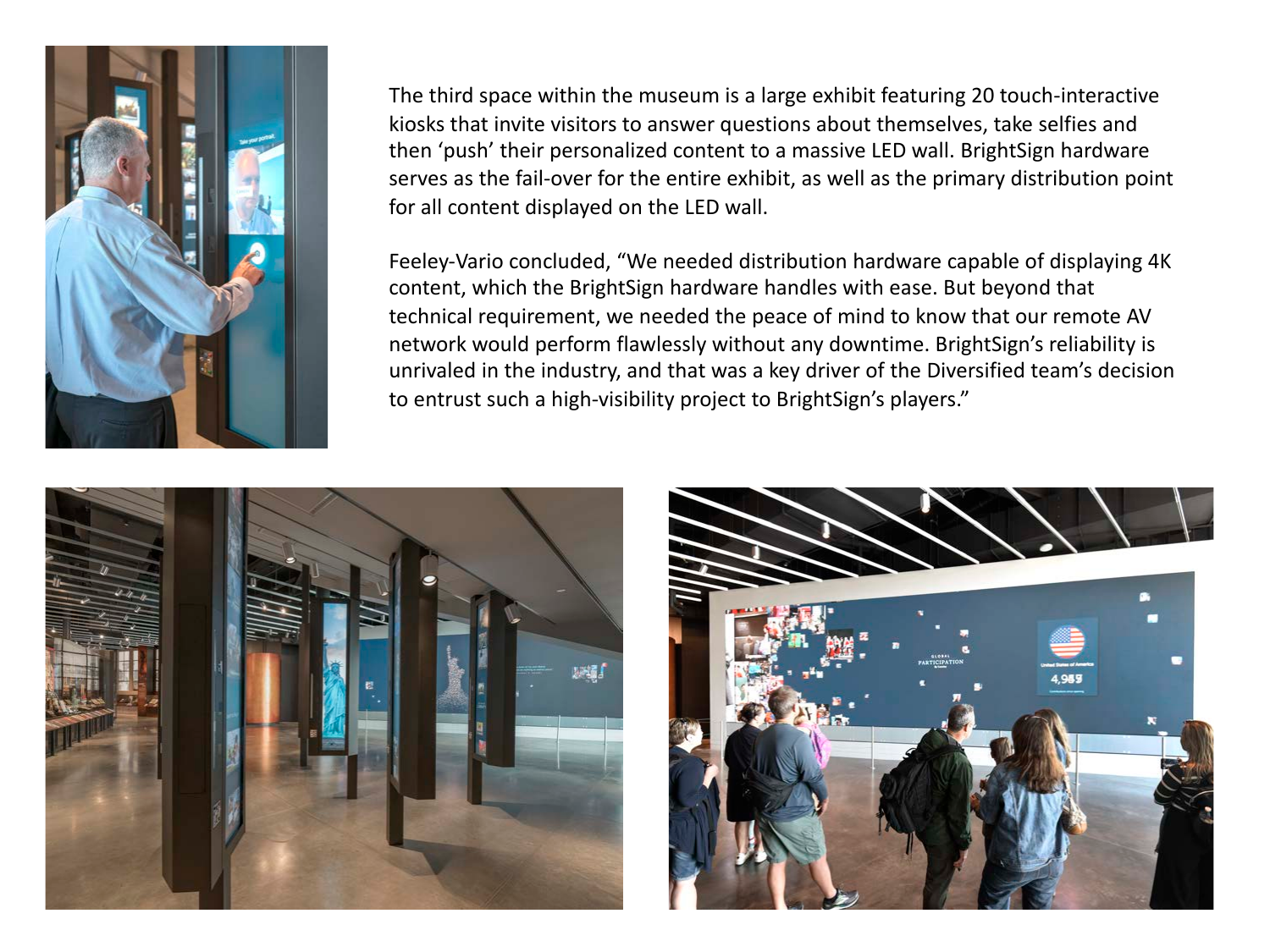The third space within the museum is a large exhibit featuring 20 touch-interactive kiosks that invite visitors to answer questions about themselves, take selfies and then 'push' their personalized content to a massive LED wall. BrightSign hardware serves as the fail-over for the entire exhibit, as well as the primary distribution point for all content displayed on the LED wall.

Feeley-Vario concluded, "We needed distribution hardware capable of displaying 4K content, which the BrightSign hardware handles with ease. But beyond that technical requirement, we needed the peace of mind to know that our remote AV network would perform flawlessly without any downtime. BrightSign's reliability is unrivaled in the industry, and that was a key driver of the Diversified team's decision to entrust such a high-visibility project to BrightSign's players."